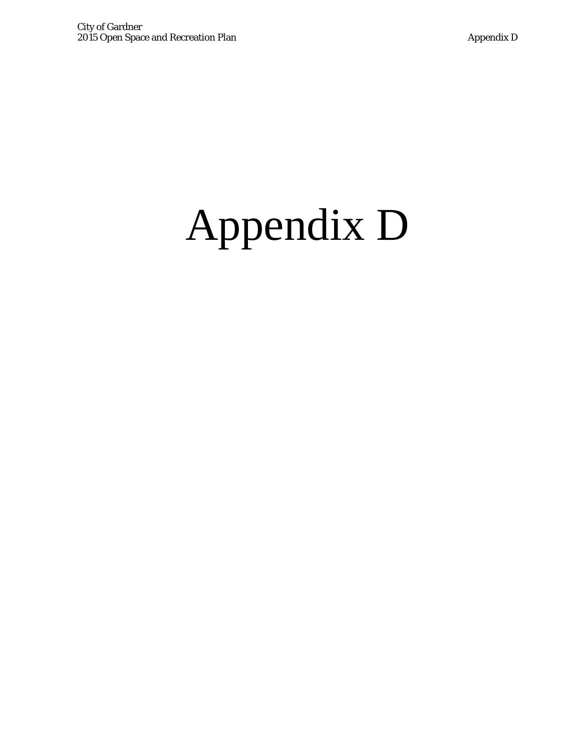# Appendix D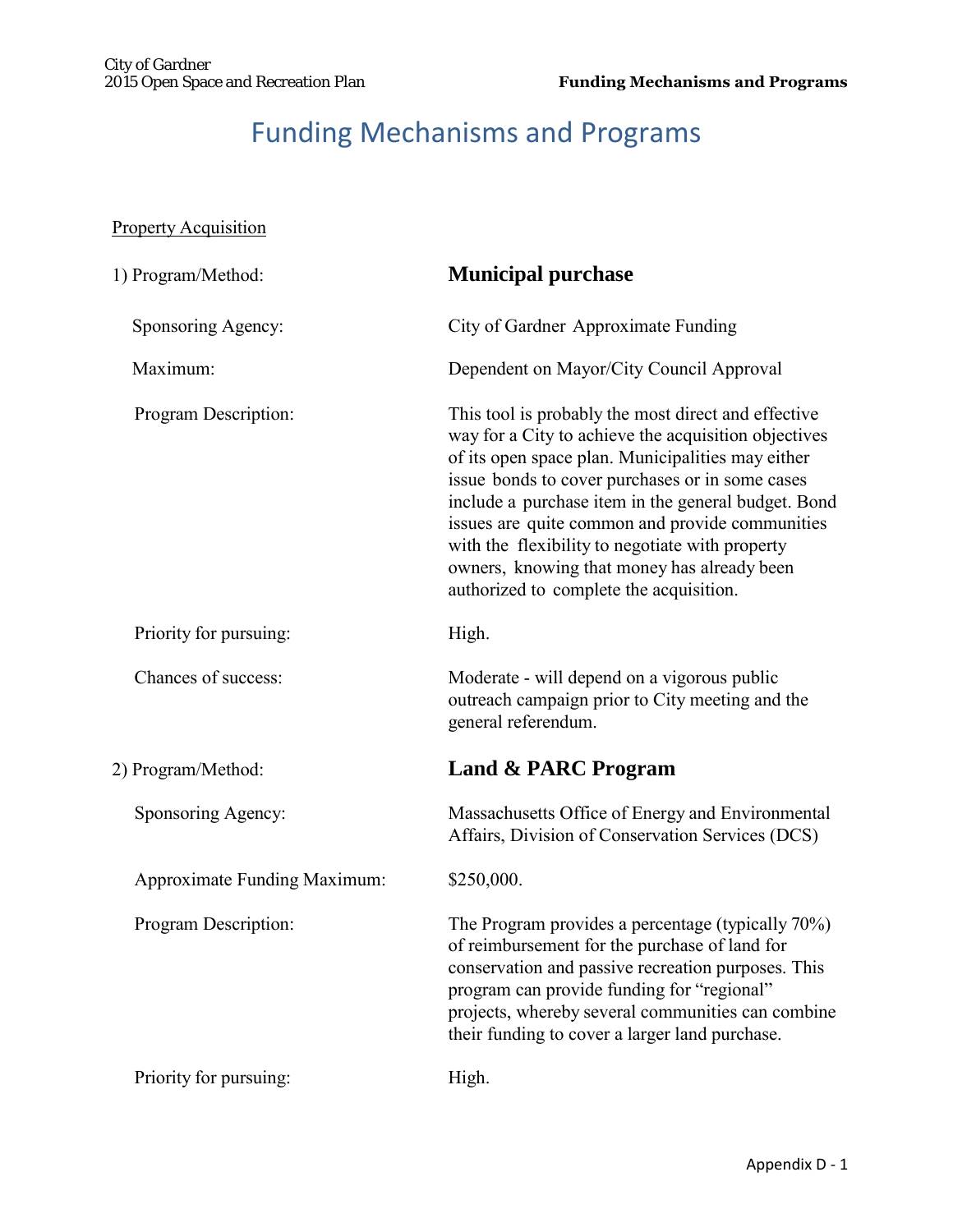# Funding Mechanisms and Programs

Property Acquisition

| | |
|---|---|
| 1) Program/Method: | **Municipal purchase** |
| Sponsoring Agency: | City of Gardner Approximate Funding |
| Maximum: | Dependent on Mayor/City Council Approval |
| Program Description: | This tool is probably the most direct and effective way for a City to achieve the acquisition objectives of its open space plan. Municipalities may either issue bonds to cover purchases or in some cases include a purchase item in the general budget. Bond issues are quite common and provide communities with the flexibility to negotiate with property owners, knowing that money has already been authorized to complete the acquisition. |
| Priority for pursuing: | High. |
| Chances of success: | Moderate - will depend on a vigorous public outreach campaign prior to City meeting and the general referendum. |
| 2) Program/Method: | **Land & PARC Program** |
| Sponsoring Agency: | Massachusetts Office of Energy and Environmental Affairs, Division of Conservation Services (DCS) |
| Approximate Funding Maximum: | $250,000. |
| Program Description: | The Program provides a percentage (typically 70%) of reimbursement for the purchase of land for conservation and passive recreation purposes. This program can provide funding for "regional" projects, whereby several communities can combine their funding to cover a larger land purchase. |
| Priority for pursuing: | High. |